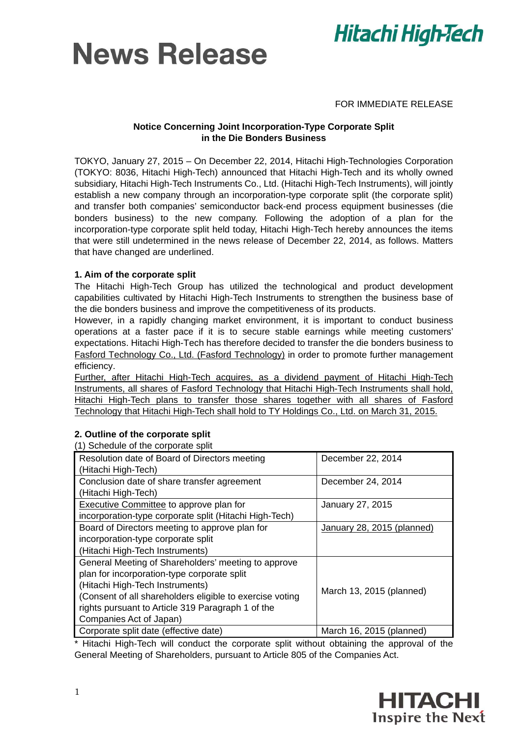# News Release

FOR IMMEDIATE RELEASE

**Notice Concerning Joint Incorporation-Type Corporate Split in the Die Bonders Business**

TOKYO, January 27, 2015 – On December 22, 2014, Hitachi High-Technologies Corporation (TOKYO: 8036, Hitachi High-Tech) announced that Hitachi High-Tech and its wholly owned subsidiary, Hitachi High-Tech Instruments Co., Ltd. (Hitachi High-Tech Instruments), will jointly establish a new company through an incorporation-type corporate split (the corporate split) and transfer both companies' semiconductor back-end process equipment businesses (die bonders business) to the new company. Following the adoption of a plan for the incorporation-type corporate split held today, Hitachi High-Tech hereby announces the items that were still undetermined in the news release of December 22, 2014, as follows. Matters that have changed are underlined.

### 1. Aim of the corporate split

The Hitachi High-Tech Group has utilized the technological and product development capabilities cultivated by Hitachi High-Tech Instruments to strengthen the business base of the die bonders business and improve the competitiveness of its products.

However, in a rapidly changing market environment, it is important to conduct business operations at a faster pace if it is to secure stable earnings while meeting customers' expectations. Hitachi High-Tech has therefore decided to transfer the die bonders business to <u>Fasford Technology Co., Ltd. (Fasford Technology)</u> in order to promote further management efficiency.

<u>Further, after Hitachi High-Tech acquires, as a dividend payment of Hitachi High-Tech Instruments, all shares of Fasford Technology that Hitachi High-Tech Instruments shall hold, Hitachi High-Tech plans to transfer those shares together with all shares of Fasford Technology that Hitachi High-Tech shall hold to TY Holdings Co., Ltd. on March 31, 2015.</u>

### 2. Outline of the corporate split

(1) Schedule of the corporate split

| | |
|---|---|
| Resolution date of Board of Directors meeting (Hitachi High-Tech) | December 22, 2014 |
| Conclusion date of share transfer agreement (Hitachi High-Tech) | December 24, 2014 |
| <u>Executive Committee</u> to approve plan for incorporation-type corporate split (Hitachi High-Tech) | January 27, 2015 |
| Board of Directors meeting to approve plan for incorporation-type corporate split (Hitachi High-Tech Instruments) | <u>January 28, 2015 (planned)</u> |
| General Meeting of Shareholders' meeting to approve plan for incorporation-type corporate split (Hitachi High-Tech Instruments) (Consent of all shareholders eligible to exercise voting rights pursuant to Article 319 Paragraph 1 of the Companies Act of Japan) | March 13, 2015 (planned) |
| Corporate split date (effective date) | March 16, 2015 (planned) |

\* Hitachi High-Tech will conduct the corporate split without obtaining the approval of the General Meeting of Shareholders, pursuant to Article 805 of the Companies Act.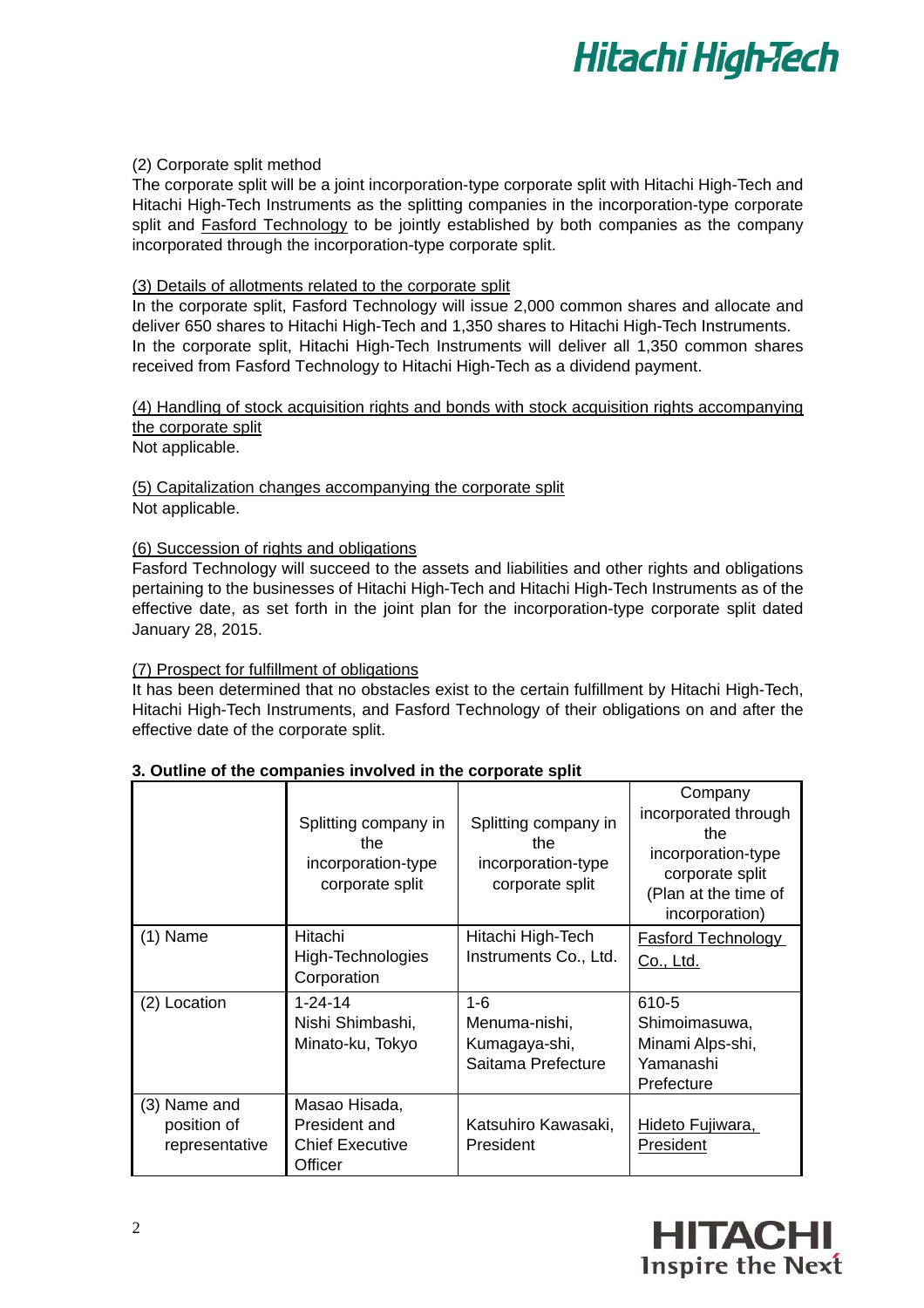(2) Corporate split method

The corporate split will be a joint incorporation-type corporate split with Hitachi High-Tech and Hitachi High-Tech Instruments as the splitting companies in the incorporation-type corporate split and Fasford Technology to be jointly established by both companies as the company incorporated through the incorporation-type corporate split.

(3) Details of allotments related to the corporate split

In the corporate split, Fasford Technology will issue 2,000 common shares and allocate and deliver 650 shares to Hitachi High-Tech and 1,350 shares to Hitachi High-Tech Instruments. In the corporate split, Hitachi High-Tech Instruments will deliver all 1,350 common shares received from Fasford Technology to Hitachi High-Tech as a dividend payment.

(4) Handling of stock acquisition rights and bonds with stock acquisition rights accompanying the corporate split

Not applicable.

(5) Capitalization changes accompanying the corporate split

Not applicable.

(6) Succession of rights and obligations

Fasford Technology will succeed to the assets and liabilities and other rights and obligations pertaining to the businesses of Hitachi High-Tech and Hitachi High-Tech Instruments as of the effective date, as set forth in the joint plan for the incorporation-type corporate split dated January 28, 2015.

(7) Prospect for fulfillment of obligations

It has been determined that no obstacles exist to the certain fulfillment by Hitachi High-Tech, Hitachi High-Tech Instruments, and Fasford Technology of their obligations on and after the effective date of the corporate split.

**3. Outline of the companies involved in the corporate split**

| | Splitting company in the incorporation-type corporate split | Splitting company in the incorporation-type corporate split | Company incorporated through the incorporation-type corporate split (Plan at the time of incorporation) |
|---|---|---|---|
| (1) Name | Hitachi High-Technologies Corporation | Hitachi High-Tech Instruments Co., Ltd. | Fasford Technology Co., Ltd. |
| (2) Location | 1-24-14 Nishi Shimbashi, Minato-ku, Tokyo | 1-6 Menuma-nishi, Kumagaya-shi, Saitama Prefecture | 610-5 Shimoimasuwa, Minami Alps-shi, Yamanashi Prefecture |
| (3) Name and position of representative | Masao Hisada, President and Chief Executive Officer | Katsuhiro Kawasaki, President | Hideto Fujiwara, President |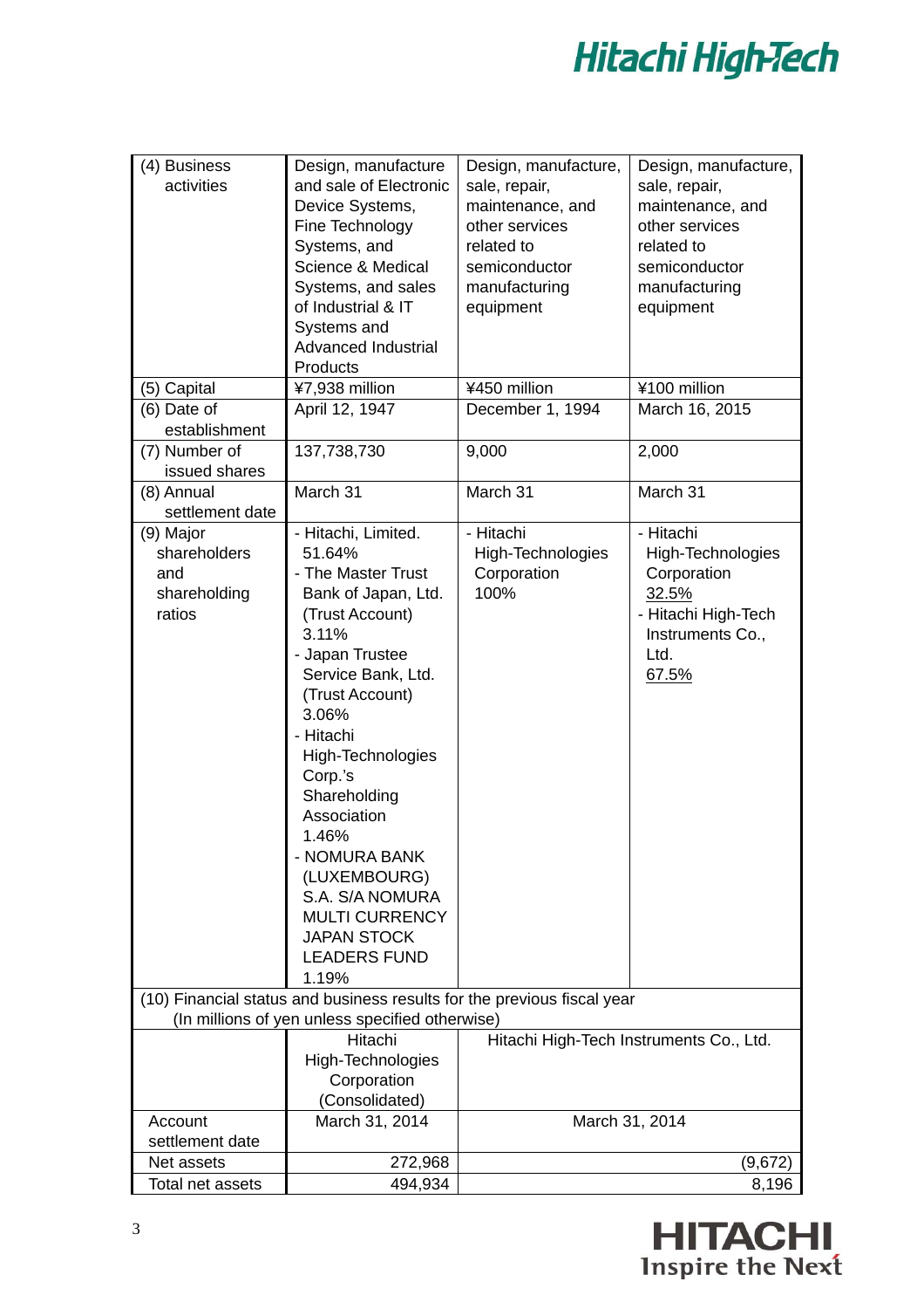| (4) Business activities | Design, manufacture and sale of Electronic Device Systems, Fine Technology Systems, and Science & Medical Systems, and sales of Industrial & IT Systems and Advanced Industrial Products | Design, manufacture, sale, repair, maintenance, and other services related to semiconductor manufacturing equipment | Design, manufacture, sale, repair, maintenance, and other services related to semiconductor manufacturing equipment |
|---|---|---|---|
| (5) Capital | ¥7,938 million | ¥450 million | ¥100 million |
| (6) Date of establishment | April 12, 1947 | December 1, 1994 | March 16, 2015 |
| (7) Number of issued shares | 137,738,730 | 9,000 | 2,000 |
| (8) Annual settlement date | March 31 | March 31 | March 31 |
| (9) Major shareholders and shareholding ratios | - Hitachi, Limited. 51.64%<br>- The Master Trust Bank of Japan, Ltd. (Trust Account) 3.11%<br>- Japan Trustee Service Bank, Ltd. (Trust Account) 3.06%<br>- Hitachi High-Technologies Corp.'s Shareholding Association 1.46%<br>- NOMURA BANK (LUXEMBOURG) S.A. S/A NOMURA MULTI CURRENCY JAPAN STOCK LEADERS FUND 1.19% | - Hitachi High-Technologies Corporation 100% | - Hitachi High-Technologies Corporation <u>32.5%</u><br>- Hitachi High-Tech Instruments Co., Ltd. <u>67.5%</u> |

(10) Financial status and business results for the previous fiscal year (In millions of yen unless specified otherwise)

| | Hitachi High-Technologies Corporation (Consolidated) | Hitachi High-Tech Instruments Co., Ltd. |
|---|---|---|
| Account settlement date | March 31, 2014 | March 31, 2014 |
| Net assets | 272,968 | (9,672) |
| Total net assets | 494,934 | 8,196 |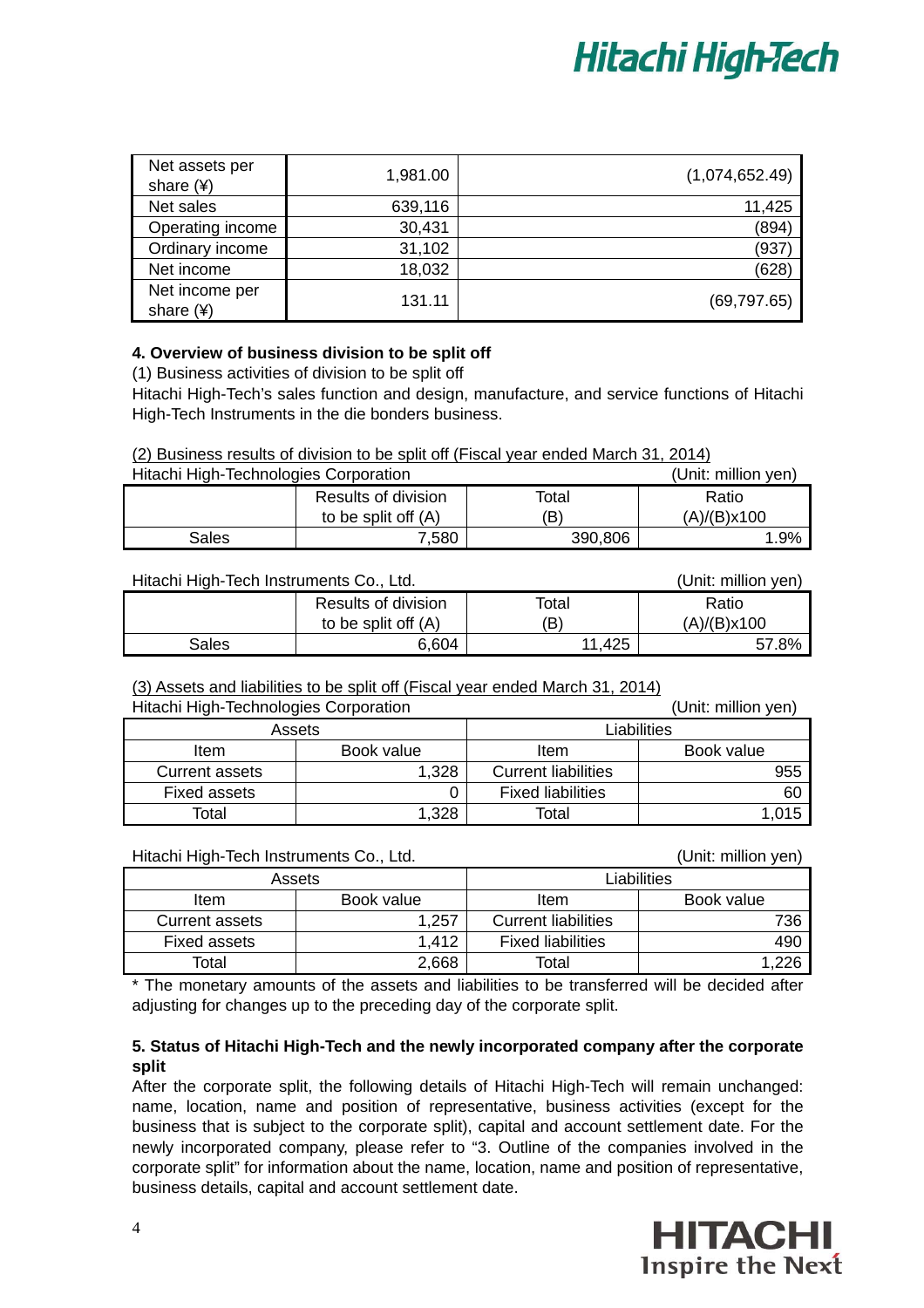| Net assets per share (¥) | 1,981.00 | (1,074,652.49) |
|---|---|---|
| Net sales | 639,116 | 11,425 |
| Operating income | 30,431 | (894) |
| Ordinary income | 31,102 | (937) |
| Net income | 18,032 | (628) |
| Net income per share (¥) | 131.11 | (69,797.65) |

**4. Overview of business division to be split off**

(1) Business activities of division to be split off

Hitachi High-Tech's sales function and design, manufacture, and service functions of Hitachi High-Tech Instruments in the die bonders business.

(2) Business results of division to be split off (Fiscal year ended March 31, 2014)

Hitachi High-Technologies Corporation (Unit: million yen)

| | Results of division to be split off (A) | Total (B) | Ratio (A)/(B)x100 |
|---|---|---|---|
| Sales | 7,580 | 390,806 | 1.9% |

Hitachi High-Tech Instruments Co., Ltd. (Unit: million yen)

| | Results of division to be split off (A) | Total (B) | Ratio (A)/(B)x100 |
|---|---|---|---|
| Sales | 6,604 | 11,425 | 57.8% |

(3) Assets and liabilities to be split off (Fiscal year ended March 31, 2014)

Hitachi High-Technologies Corporation (Unit: million yen)

| Assets | | Liabilities | |
|---|---|---|---|
| Item | Book value | Item | Book value |
| Current assets | 1,328 | Current liabilities | 955 |
| Fixed assets | 0 | Fixed liabilities | 60 |
| Total | 1,328 | Total | 1,015 |

Hitachi High-Tech Instruments Co., Ltd. (Unit: million yen)

| Assets | | Liabilities | |
|---|---|---|---|
| Item | Book value | Item | Book value |
| Current assets | 1,257 | Current liabilities | 736 |
| Fixed assets | 1,412 | Fixed liabilities | 490 |
| Total | 2,668 | Total | 1,226 |

* The monetary amounts of the assets and liabilities to be transferred will be decided after adjusting for changes up to the preceding day of the corporate split.

**5. Status of Hitachi High-Tech and the newly incorporated company after the corporate split**

After the corporate split, the following details of Hitachi High-Tech will remain unchanged: name, location, name and position of representative, business activities (except for the business that is subject to the corporate split), capital and account settlement date. For the newly incorporated company, please refer to "3. Outline of the companies involved in the corporate split" for information about the name, location, name and position of representative, business details, capital and account settlement date.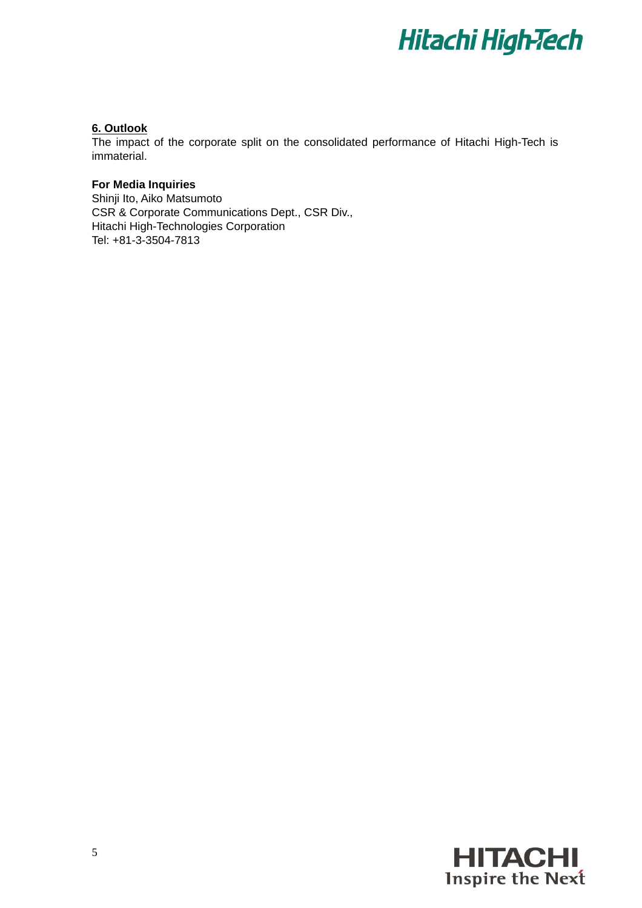**6. Outlook**

The impact of the corporate split on the consolidated performance of Hitachi High-Tech is immaterial.

**For Media Inquiries**

Shinji Ito, Aiko Matsumoto
CSR & Corporate Communications Dept., CSR Div.,
Hitachi High-Technologies Corporation
Tel: +81-3-3504-7813